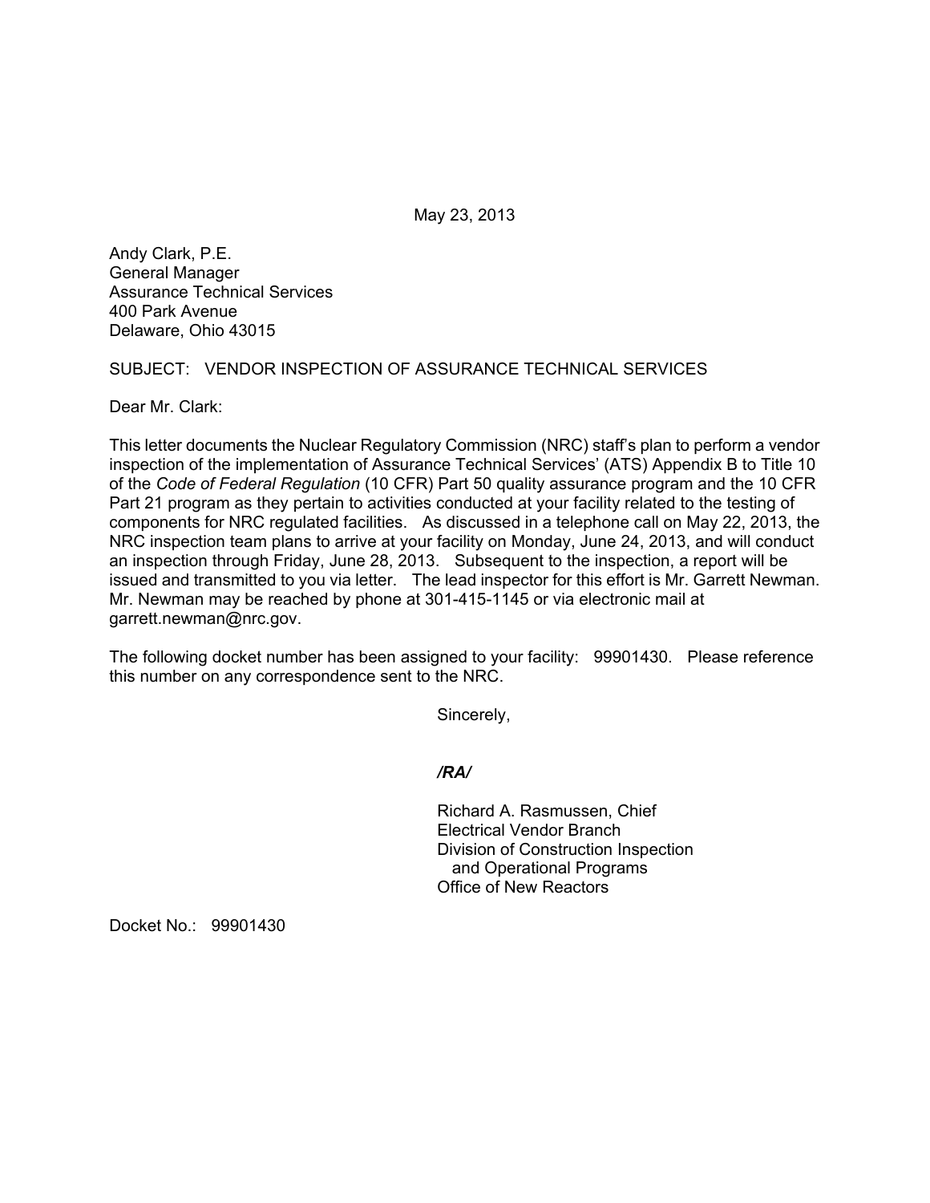May 23, 2013

Andy Clark, P.E.
General Manager
Assurance Technical Services
400 Park Avenue
Delaware, Ohio 43015

SUBJECT: VENDOR INSPECTION OF ASSURANCE TECHNICAL SERVICES

Dear Mr. Clark:

This letter documents the Nuclear Regulatory Commission (NRC) staff's plan to perform a vendor inspection of the implementation of Assurance Technical Services' (ATS) Appendix B to Title 10 of the *Code of Federal Regulation* (10 CFR) Part 50 quality assurance program and the 10 CFR Part 21 program as they pertain to activities conducted at your facility related to the testing of components for NRC regulated facilities. As discussed in a telephone call on May 22, 2013, the NRC inspection team plans to arrive at your facility on Monday, June 24, 2013, and will conduct an inspection through Friday, June 28, 2013. Subsequent to the inspection, a report will be issued and transmitted to you via letter. The lead inspector for this effort is Mr. Garrett Newman. Mr. Newman may be reached by phone at 301-415-1145 or via electronic mail at garrett.newman@nrc.gov.

The following docket number has been assigned to your facility: 99901430. Please reference this number on any correspondence sent to the NRC.

Sincerely,

***/RA/***

Richard A. Rasmussen, Chief
Electrical Vendor Branch
Division of Construction Inspection
and Operational Programs
Office of New Reactors

Docket No.: 99901430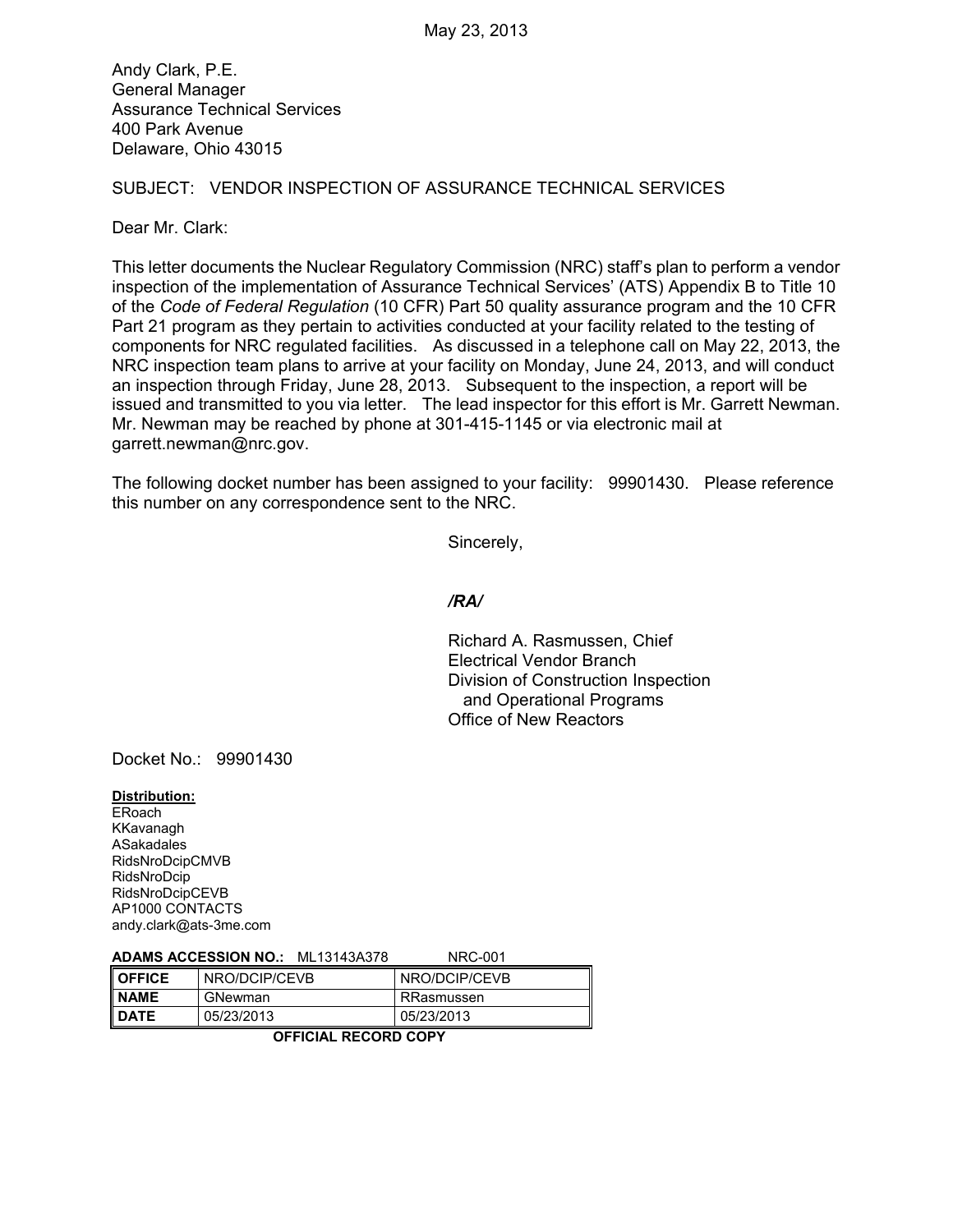May 23, 2013

Andy Clark, P.E.
General Manager
Assurance Technical Services
400 Park Avenue
Delaware, Ohio 43015

SUBJECT: VENDOR INSPECTION OF ASSURANCE TECHNICAL SERVICES

Dear Mr. Clark:

This letter documents the Nuclear Regulatory Commission (NRC) staff's plan to perform a vendor inspection of the implementation of Assurance Technical Services' (ATS) Appendix B to Title 10 of the *Code of Federal Regulation* (10 CFR) Part 50 quality assurance program and the 10 CFR Part 21 program as they pertain to activities conducted at your facility related to the testing of components for NRC regulated facilities. As discussed in a telephone call on May 22, 2013, the NRC inspection team plans to arrive at your facility on Monday, June 24, 2013, and will conduct an inspection through Friday, June 28, 2013. Subsequent to the inspection, a report will be issued and transmitted to you via letter. The lead inspector for this effort is Mr. Garrett Newman. Mr. Newman may be reached by phone at 301-415-1145 or via electronic mail at garrett.newman@nrc.gov.

The following docket number has been assigned to your facility: 99901430. Please reference this number on any correspondence sent to the NRC.

Sincerely,

*/RA/*

Richard A. Rasmussen, Chief
Electrical Vendor Branch
Division of Construction Inspection
and Operational Programs
Office of New Reactors

Docket No.: 99901430

**Distribution:**
ERoach
KKavanagh
ASakadales
RidsNroDcipCMVB
RidsNroDcip
RidsNroDcipCEVB
AP1000 CONTACTS
andy.clark@ats-3me.com

**ADAMS ACCESSION NO.:** ML13143A378 NRC-001

| | | |
|---|---|---|
| **OFFICE** | NRO/DCIP/CEVB | NRO/DCIP/CEVB |
| **NAME** | GNewman | RRasmussen |
| **DATE** | 05/23/2013 | 05/23/2013 |

**OFFICIAL RECORD COPY**